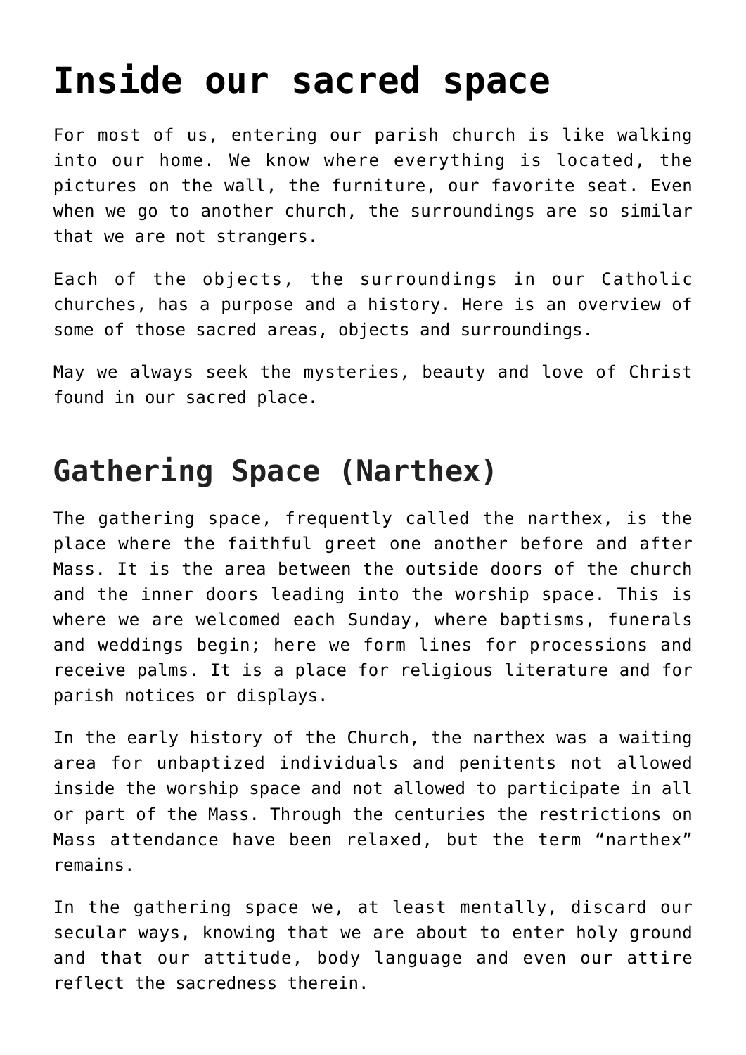# Inside our sacred space

For most of us, entering our parish church is like walking into our home. We know where everything is located, the pictures on the wall, the furniture, our favorite seat. Even when we go to another church, the surroundings are so similar that we are not strangers.

Each of the objects, the surroundings in our Catholic churches, has a purpose and a history. Here is an overview of some of those sacred areas, objects and surroundings.

May we always seek the mysteries, beauty and love of Christ found in our sacred place.

## Gathering Space (Narthex)

The gathering space, frequently called the narthex, is the place where the faithful greet one another before and after Mass. It is the area between the outside doors of the church and the inner doors leading into the worship space. This is where we are welcomed each Sunday, where baptisms, funerals and weddings begin; here we form lines for processions and receive palms. It is a place for religious literature and for parish notices or displays.

In the early history of the Church, the narthex was a waiting area for unbaptized individuals and penitents not allowed inside the worship space and not allowed to participate in all or part of the Mass. Through the centuries the restrictions on Mass attendance have been relaxed, but the term "narthex" remains.

In the gathering space we, at least mentally, discard our secular ways, knowing that we are about to enter holy ground and that our attitude, body language and even our attire reflect the sacredness therein.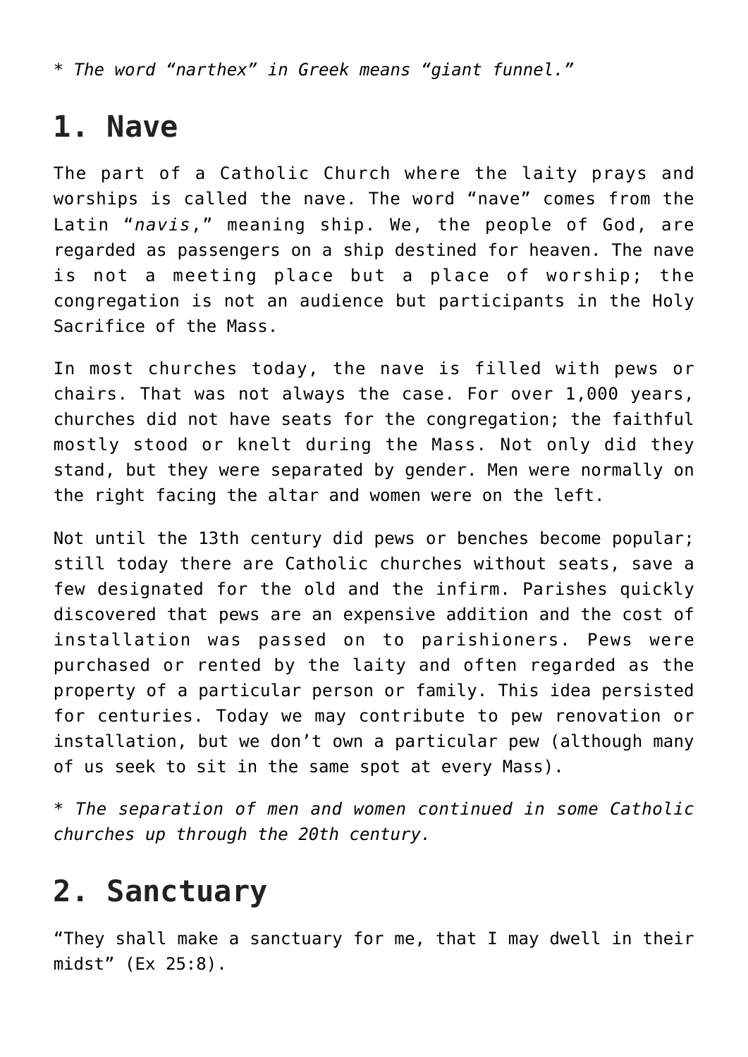* *The word “narthex” in Greek means “giant funnel.”*

## 1. Nave

The part of a Catholic Church where the laity prays and worships is called the nave. The word “nave” comes from the Latin “*navis*,” meaning ship. We, the people of God, are regarded as passengers on a ship destined for heaven. The nave is not a meeting place but a place of worship; the congregation is not an audience but participants in the Holy Sacrifice of the Mass.

In most churches today, the nave is filled with pews or chairs. That was not always the case. For over 1,000 years, churches did not have seats for the congregation; the faithful mostly stood or knelt during the Mass. Not only did they stand, but they were separated by gender. Men were normally on the right facing the altar and women were on the left.

Not until the 13th century did pews or benches become popular; still today there are Catholic churches without seats, save a few designated for the old and the infirm. Parishes quickly discovered that pews are an expensive addition and the cost of installation was passed on to parishioners. Pews were purchased or rented by the laity and often regarded as the property of a particular person or family. This idea persisted for centuries. Today we may contribute to pew renovation or installation, but we don’t own a particular pew (although many of us seek to sit in the same spot at every Mass).

* *The separation of men and women continued in some Catholic churches up through the 20th century.*

## 2. Sanctuary

“They shall make a sanctuary for me, that I may dwell in their midst” (Ex 25:8).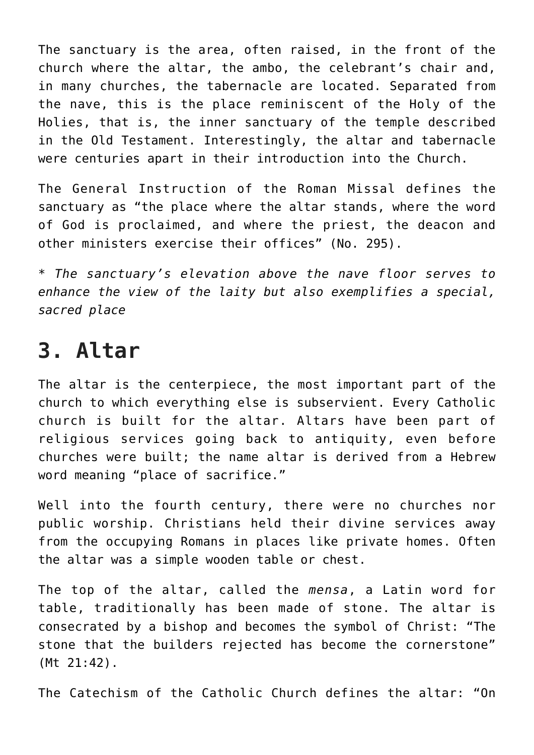The sanctuary is the area, often raised, in the front of the church where the altar, the ambo, the celebrant's chair and, in many churches, the tabernacle are located. Separated from the nave, this is the place reminiscent of the Holy of the Holies, that is, the inner sanctuary of the temple described in the Old Testament. Interestingly, the altar and tabernacle were centuries apart in their introduction into the Church.

The General Instruction of the Roman Missal defines the sanctuary as "the place where the altar stands, where the word of God is proclaimed, and where the priest, the deacon and other ministers exercise their offices" (No. 295).

* *The sanctuary's elevation above the nave floor serves to enhance the view of the laity but also exemplifies a special, sacred place*

## 3. Altar

The altar is the centerpiece, the most important part of the church to which everything else is subservient. Every Catholic church is built for the altar. Altars have been part of religious services going back to antiquity, even before churches were built; the name altar is derived from a Hebrew word meaning "place of sacrifice."

Well into the fourth century, there were no churches nor public worship. Christians held their divine services away from the occupying Romans in places like private homes. Often the altar was a simple wooden table or chest.

The top of the altar, called the *mensa*, a Latin word for table, traditionally has been made of stone. The altar is consecrated by a bishop and becomes the symbol of Christ: "The stone that the builders rejected has become the cornerstone" (Mt 21:42).

The Catechism of the Catholic Church defines the altar: "On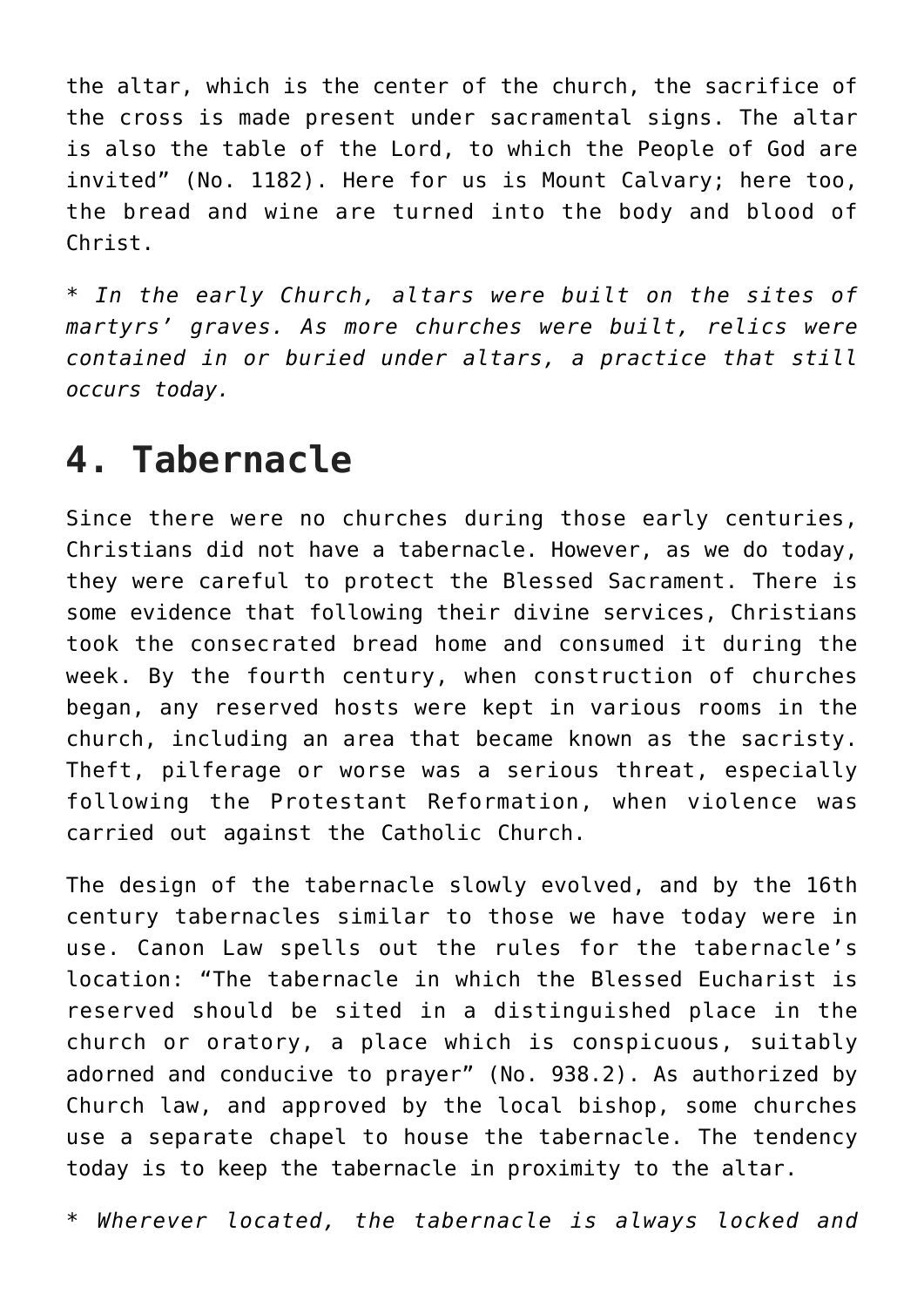the altar, which is the center of the church, the sacrifice of the cross is made present under sacramental signs. The altar is also the table of the Lord, to which the People of God are invited" (No. 1182). Here for us is Mount Calvary; here too, the bread and wine are turned into the body and blood of Christ.

* *In the early Church, altars were built on the sites of martyrs' graves. As more churches were built, relics were contained in or buried under altars, a practice that still occurs today.*

## 4. Tabernacle

Since there were no churches during those early centuries, Christians did not have a tabernacle. However, as we do today, they were careful to protect the Blessed Sacrament. There is some evidence that following their divine services, Christians took the consecrated bread home and consumed it during the week. By the fourth century, when construction of churches began, any reserved hosts were kept in various rooms in the church, including an area that became known as the sacristy. Theft, pilferage or worse was a serious threat, especially following the Protestant Reformation, when violence was carried out against the Catholic Church.

The design of the tabernacle slowly evolved, and by the 16th century tabernacles similar to those we have today were in use. Canon Law spells out the rules for the tabernacle's location: "The tabernacle in which the Blessed Eucharist is reserved should be sited in a distinguished place in the church or oratory, a place which is conspicuous, suitably adorned and conducive to prayer" (No. 938.2). As authorized by Church law, and approved by the local bishop, some churches use a separate chapel to house the tabernacle. The tendency today is to keep the tabernacle in proximity to the altar.

* *Wherever located, the tabernacle is always locked and*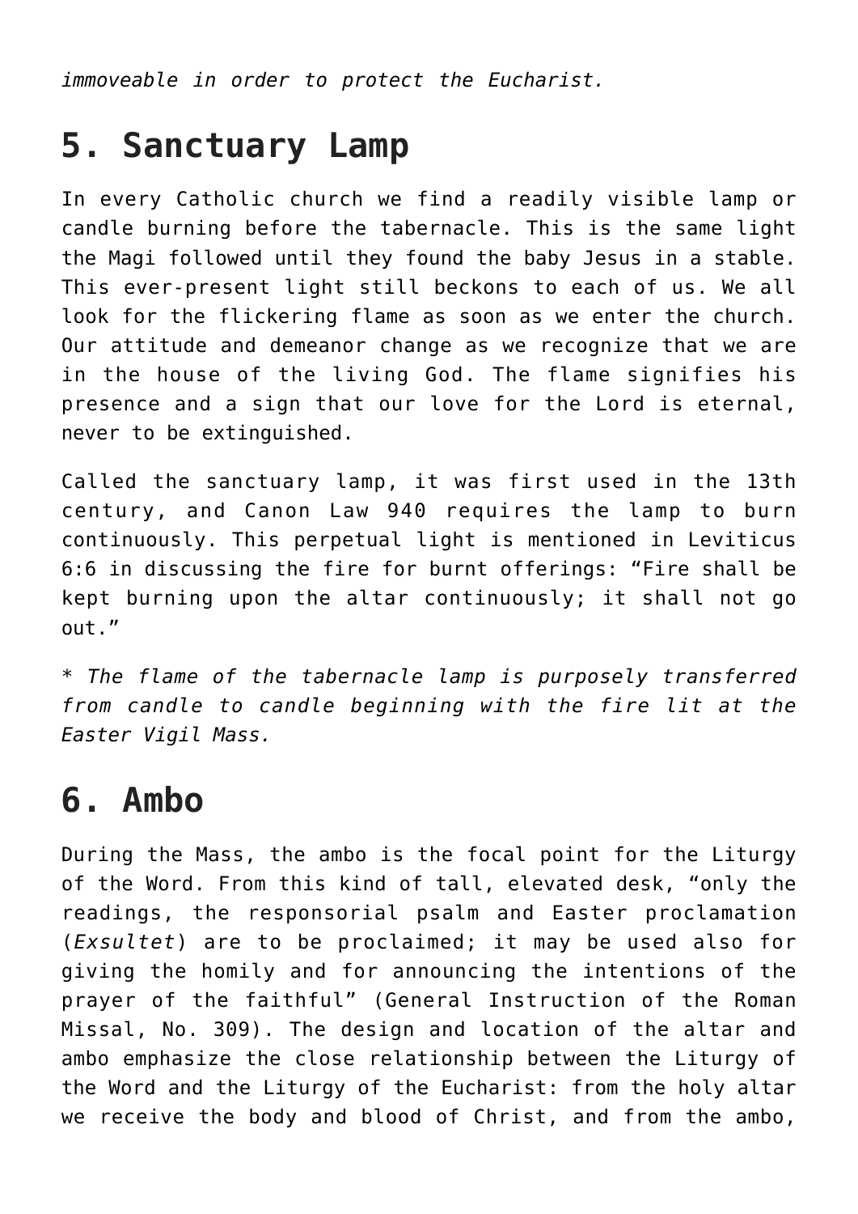*immoveable in order to protect the Eucharist.*

## 5. Sanctuary Lamp

In every Catholic church we find a readily visible lamp or candle burning before the tabernacle. This is the same light the Magi followed until they found the baby Jesus in a stable. This ever-present light still beckons to each of us. We all look for the flickering flame as soon as we enter the church. Our attitude and demeanor change as we recognize that we are in the house of the living God. The flame signifies his presence and a sign that our love for the Lord is eternal, never to be extinguished.

Called the sanctuary lamp, it was first used in the 13th century, and Canon Law 940 requires the lamp to burn continuously. This perpetual light is mentioned in Leviticus 6:6 in discussing the fire for burnt offerings: “Fire shall be kept burning upon the altar continuously; it shall not go out.”

* *The flame of the tabernacle lamp is purposely transferred from candle to candle beginning with the fire lit at the Easter Vigil Mass.*

## 6. Ambo

During the Mass, the ambo is the focal point for the Liturgy of the Word. From this kind of tall, elevated desk, “only the readings, the responsorial psalm and Easter proclamation (*Exsultet*) are to be proclaimed; it may be used also for giving the homily and for announcing the intentions of the prayer of the faithful” (General Instruction of the Roman Missal, No. 309). The design and location of the altar and ambo emphasize the close relationship between the Liturgy of the Word and the Liturgy of the Eucharist: from the holy altar we receive the body and blood of Christ, and from the ambo,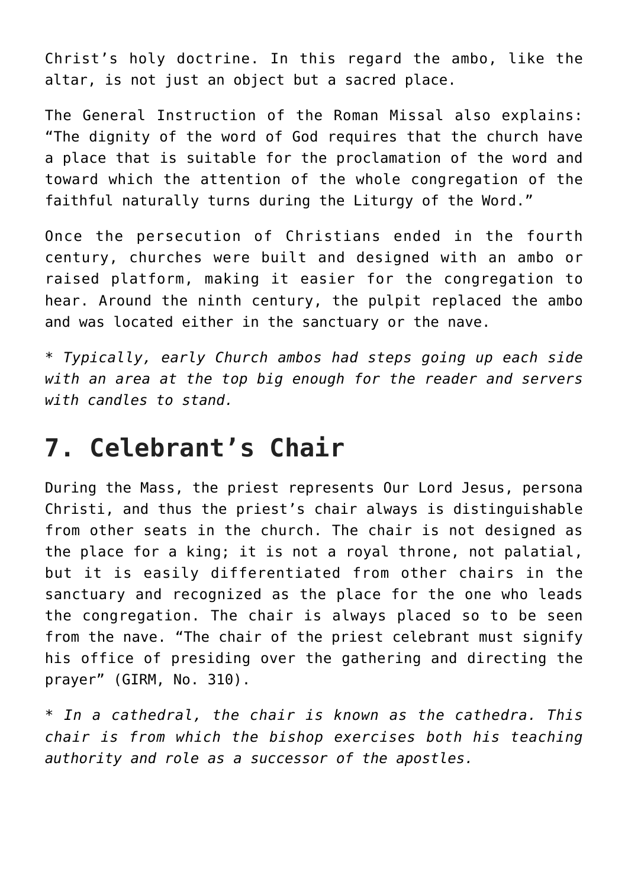Christ’s holy doctrine. In this regard the ambo, like the altar, is not just an object but a sacred place.

The General Instruction of the Roman Missal also explains: “The dignity of the word of God requires that the church have a place that is suitable for the proclamation of the word and toward which the attention of the whole congregation of the faithful naturally turns during the Liturgy of the Word.”

Once the persecution of Christians ended in the fourth century, churches were built and designed with an ambo or raised platform, making it easier for the congregation to hear. Around the ninth century, the pulpit replaced the ambo and was located either in the sanctuary or the nave.

\* *Typically, early Church ambos had steps going up each side with an area at the top big enough for the reader and servers with candles to stand.*

## 7. Celebrant’s Chair

During the Mass, the priest represents Our Lord Jesus, persona Christi, and thus the priest’s chair always is distinguishable from other seats in the church. The chair is not designed as the place for a king; it is not a royal throne, not palatial, but it is easily differentiated from other chairs in the sanctuary and recognized as the place for the one who leads the congregation. The chair is always placed so to be seen from the nave. “The chair of the priest celebrant must signify his office of presiding over the gathering and directing the prayer” (GIRM, No. 310).

\* *In a cathedral, the chair is known as the cathedra. This chair is from which the bishop exercises both his teaching authority and role as a successor of the apostles.*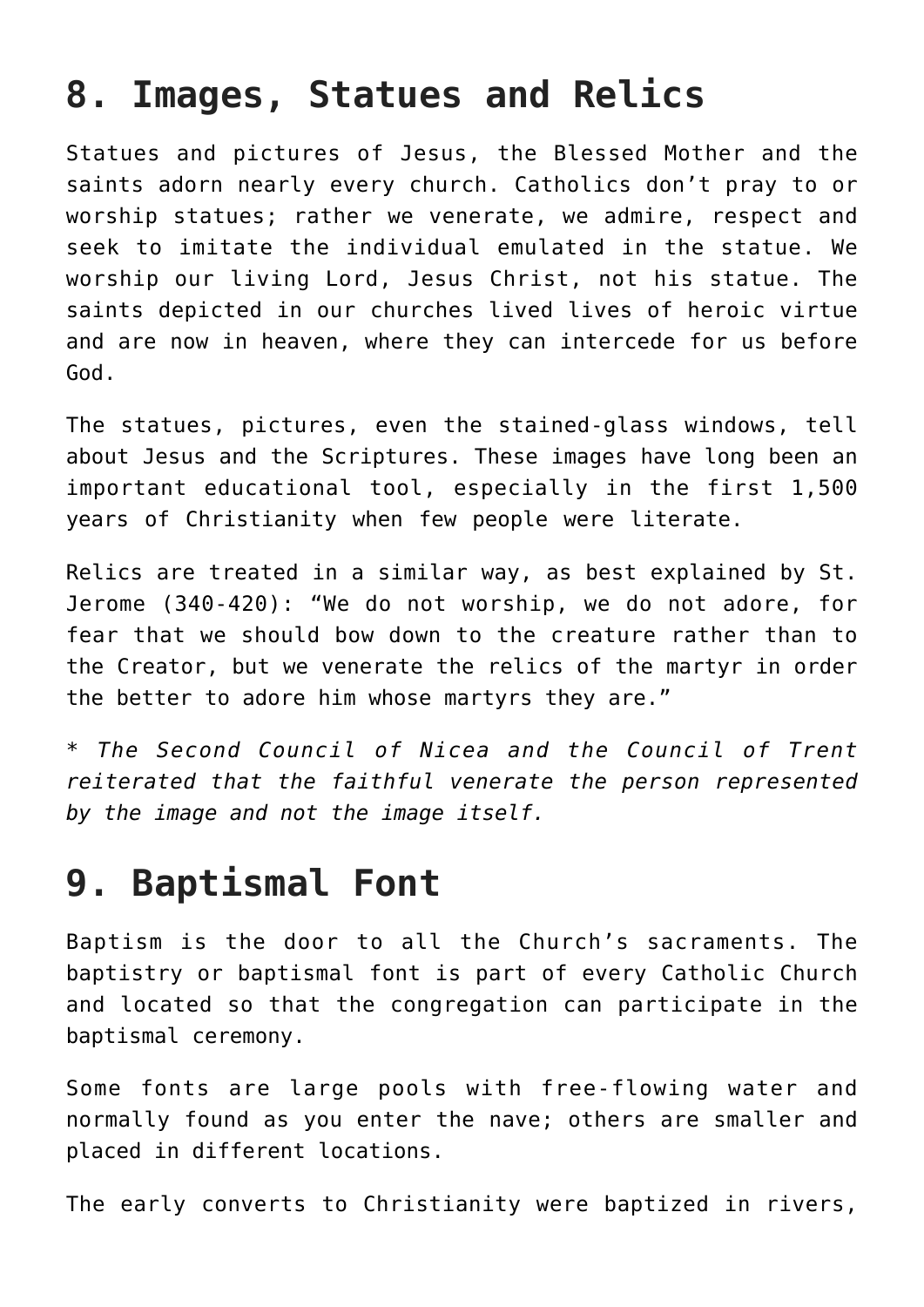## 8. Images, Statues and Relics

Statues and pictures of Jesus, the Blessed Mother and the saints adorn nearly every church. Catholics don't pray to or worship statues; rather we venerate, we admire, respect and seek to imitate the individual emulated in the statue. We worship our living Lord, Jesus Christ, not his statue. The saints depicted in our churches lived lives of heroic virtue and are now in heaven, where they can intercede for us before God.

The statues, pictures, even the stained-glass windows, tell about Jesus and the Scriptures. These images have long been an important educational tool, especially in the first 1,500 years of Christianity when few people were literate.

Relics are treated in a similar way, as best explained by St. Jerome (340-420): "We do not worship, we do not adore, for fear that we should bow down to the creature rather than to the Creator, but we venerate the relics of the martyr in order the better to adore him whose martyrs they are."

\* *The Second Council of Nicea and the Council of Trent reiterated that the faithful venerate the person represented by the image and not the image itself.*

## 9. Baptismal Font

Baptism is the door to all the Church's sacraments. The baptistry or baptismal font is part of every Catholic Church and located so that the congregation can participate in the baptismal ceremony.

Some fonts are large pools with free-flowing water and normally found as you enter the nave; others are smaller and placed in different locations.

The early converts to Christianity were baptized in rivers,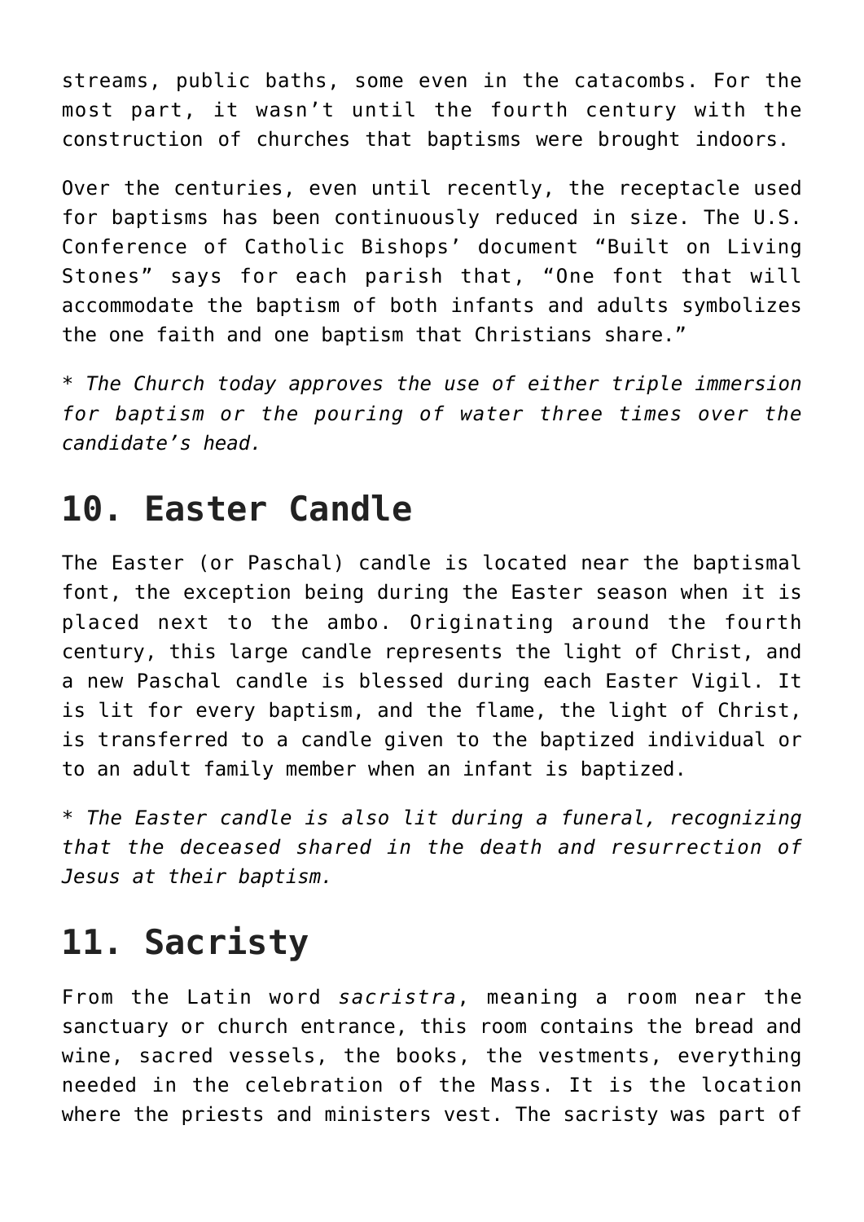streams, public baths, some even in the catacombs. For the most part, it wasn't until the fourth century with the construction of churches that baptisms were brought indoors.

Over the centuries, even until recently, the receptacle used for baptisms has been continuously reduced in size. The U.S. Conference of Catholic Bishops' document "Built on Living Stones" says for each parish that, "One font that will accommodate the baptism of both infants and adults symbolizes the one faith and one baptism that Christians share."

* *The Church today approves the use of either triple immersion for baptism or the pouring of water three times over the candidate's head.*

## 10. Easter Candle

The Easter (or Paschal) candle is located near the baptismal font, the exception being during the Easter season when it is placed next to the ambo. Originating around the fourth century, this large candle represents the light of Christ, and a new Paschal candle is blessed during each Easter Vigil. It is lit for every baptism, and the flame, the light of Christ, is transferred to a candle given to the baptized individual or to an adult family member when an infant is baptized.

* *The Easter candle is also lit during a funeral, recognizing that the deceased shared in the death and resurrection of Jesus at their baptism.*

## 11. Sacristy

From the Latin word *sacristra*, meaning a room near the sanctuary or church entrance, this room contains the bread and wine, sacred vessels, the books, the vestments, everything needed in the celebration of the Mass. It is the location where the priests and ministers vest. The sacristy was part of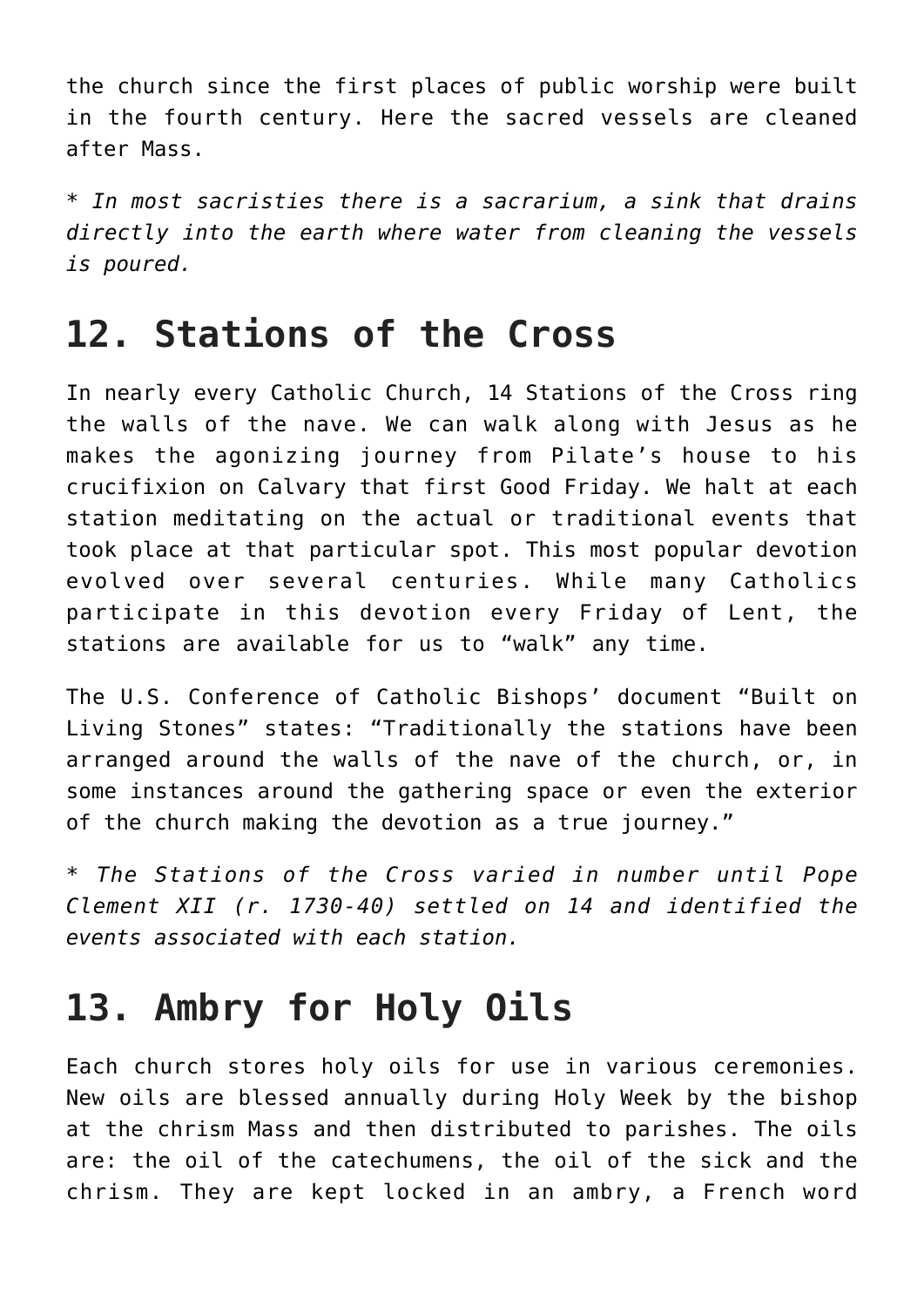the church since the first places of public worship were built in the fourth century. Here the sacred vessels are cleaned after Mass.

* *In most sacristies there is a sacrarium, a sink that drains directly into the earth where water from cleaning the vessels is poured.*

## 12. Stations of the Cross

In nearly every Catholic Church, 14 Stations of the Cross ring the walls of the nave. We can walk along with Jesus as he makes the agonizing journey from Pilate's house to his crucifixion on Calvary that first Good Friday. We halt at each station meditating on the actual or traditional events that took place at that particular spot. This most popular devotion evolved over several centuries. While many Catholics participate in this devotion every Friday of Lent, the stations are available for us to "walk" any time.

The U.S. Conference of Catholic Bishops' document "Built on Living Stones" states: "Traditionally the stations have been arranged around the walls of the nave of the church, or, in some instances around the gathering space or even the exterior of the church making the devotion as a true journey."

* *The Stations of the Cross varied in number until Pope Clement XII (r. 1730-40) settled on 14 and identified the events associated with each station.*

## 13. Ambry for Holy Oils

Each church stores holy oils for use in various ceremonies. New oils are blessed annually during Holy Week by the bishop at the chrism Mass and then distributed to parishes. The oils are: the oil of the catechumens, the oil of the sick and the chrism. They are kept locked in an ambry, a French word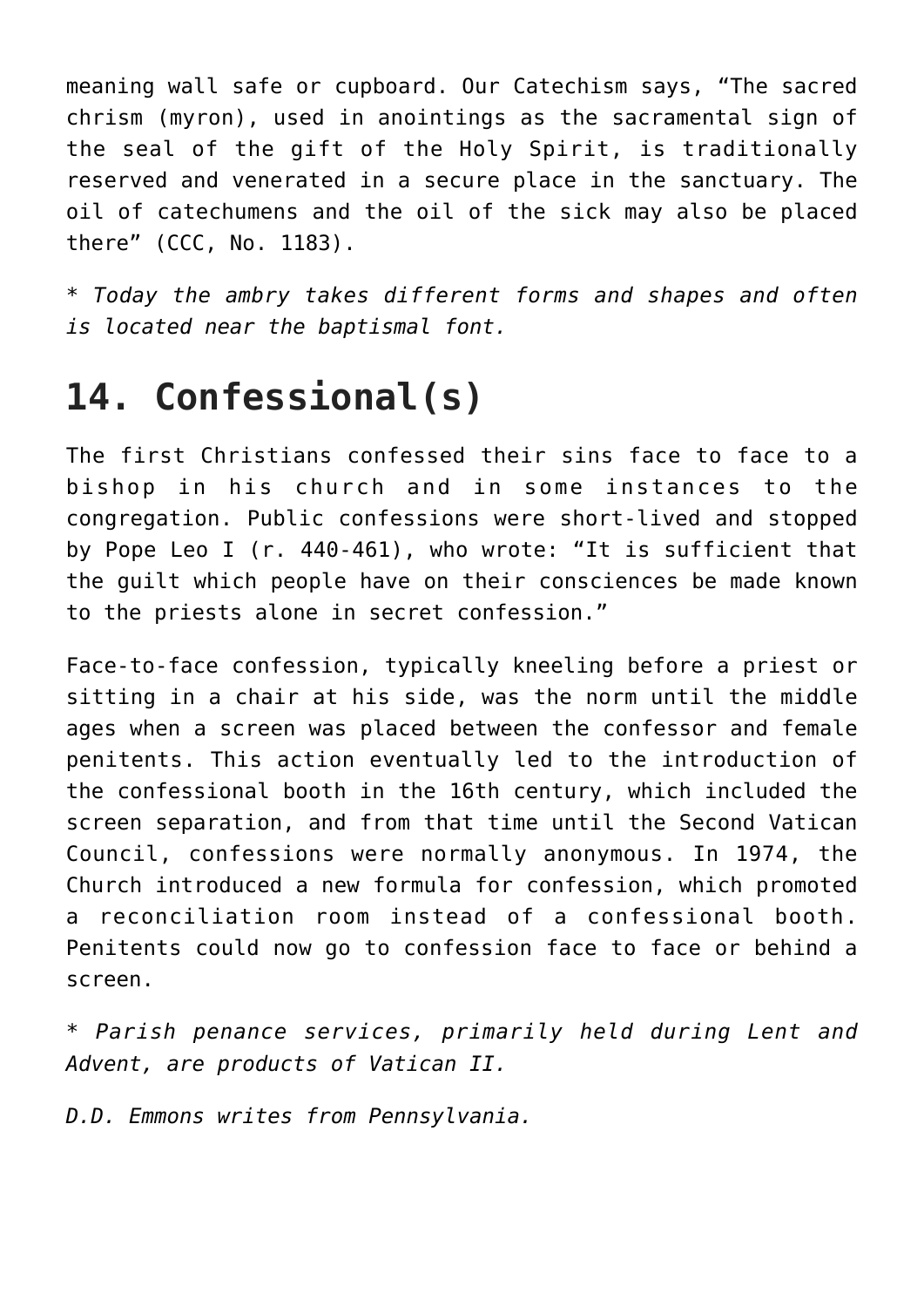meaning wall safe or cupboard. Our Catechism says, “The sacred chrism (myron), used in anointings as the sacramental sign of the seal of the gift of the Holy Spirit, is traditionally reserved and venerated in a secure place in the sanctuary. The oil of catechumens and the oil of the sick may also be placed there” (CCC, No. 1183).

* *Today the ambry takes different forms and shapes and often is located near the baptismal font.*

## 14. Confessional(s)

The first Christians confessed their sins face to face to a bishop in his church and in some instances to the congregation. Public confessions were short-lived and stopped by Pope Leo I (r. 440-461), who wrote: “It is sufficient that the guilt which people have on their consciences be made known to the priests alone in secret confession.”

Face-to-face confession, typically kneeling before a priest or sitting in a chair at his side, was the norm until the middle ages when a screen was placed between the confessor and female penitents. This action eventually led to the introduction of the confessional booth in the 16th century, which included the screen separation, and from that time until the Second Vatican Council, confessions were normally anonymous. In 1974, the Church introduced a new formula for confession, which promoted a reconciliation room instead of a confessional booth. Penitents could now go to confession face to face or behind a screen.

* *Parish penance services, primarily held during Lent and Advent, are products of Vatican II.*

*D.D. Emmons writes from Pennsylvania.*